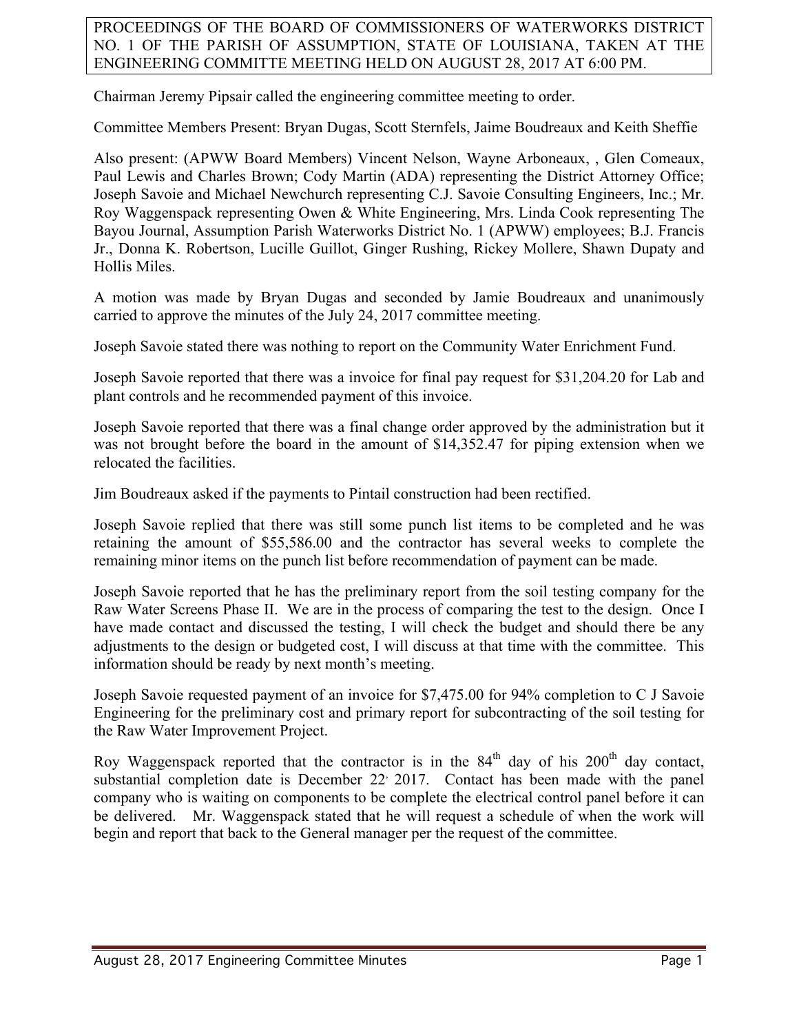**PROCEEDINGS OF THE BOARD OF COMMISSIONERS OF WATERWORKS DISTRICT NO. 1 OF THE PARISH OF ASSUMPTION, STATE OF LOUISIANA, TAKEN AT THE ENGINEERING COMMITTE MEETING HELD ON AUGUST 28, 2017 AT 6:00 PM.**

Chairman Jeremy Pipsair called the engineering committee meeting to order.

Committee Members Present: Bryan Dugas, Scott Sternfels, Jaime Boudreaux and Keith Sheffie

Also present: (APWW Board Members) Vincent Nelson, Wayne Arboneaux, , Glen Comeaux, Paul Lewis and Charles Brown; Cody Martin (ADA) representing the District Attorney Office; Joseph Savoie and Michael Newchurch representing C.J. Savoie Consulting Engineers, Inc.; Mr. Roy Waggenspack representing Owen & White Engineering, Mrs. Linda Cook representing The Bayou Journal, Assumption Parish Waterworks District No. 1 (APWW) employees; B.J. Francis Jr., Donna K. Robertson, Lucille Guillot, Ginger Rushing, Rickey Mollere, Shawn Dupaty and Hollis Miles.

A motion was made by Bryan Dugas and seconded by Jamie Boudreaux and unanimously carried to approve the minutes of the July 24, 2017 committee meeting.

Joseph Savoie stated there was nothing to report on the Community Water Enrichment Fund.

Joseph Savoie reported that there was a invoice for final pay request for $31,204.20 for Lab and plant controls and he recommended payment of this invoice.

Joseph Savoie reported that there was a final change order approved by the administration but it was not brought before the board in the amount of $14,352.47 for piping extension when we relocated the facilities.

Jim Boudreaux asked if the payments to Pintail construction had been rectified.

Joseph Savoie replied that there was still some punch list items to be completed and he was retaining the amount of $55,586.00 and the contractor has several weeks to complete the remaining minor items on the punch list before recommendation of payment can be made.

Joseph Savoie reported that he has the preliminary report from the soil testing company for the Raw Water Screens Phase II. We are in the process of comparing the test to the design. Once I have made contact and discussed the testing, I will check the budget and should there be any adjustments to the design or budgeted cost, I will discuss at that time with the committee. This information should be ready by next month's meeting.

Joseph Savoie requested payment of an invoice for $7,475.00 for 94% completion to C J Savoie Engineering for the preliminary cost and primary report for subcontracting of the soil testing for the Raw Water Improvement Project.

Roy Waggenspack reported that the contractor is in the 84th day of his 200th day contact, substantial completion date is December 22, 2017. Contact has been made with the panel company who is waiting on components to be complete the electrical control panel before it can be delivered. Mr. Waggenspack stated that he will request a schedule of when the work will begin and report that back to the General manager per the request of the committee.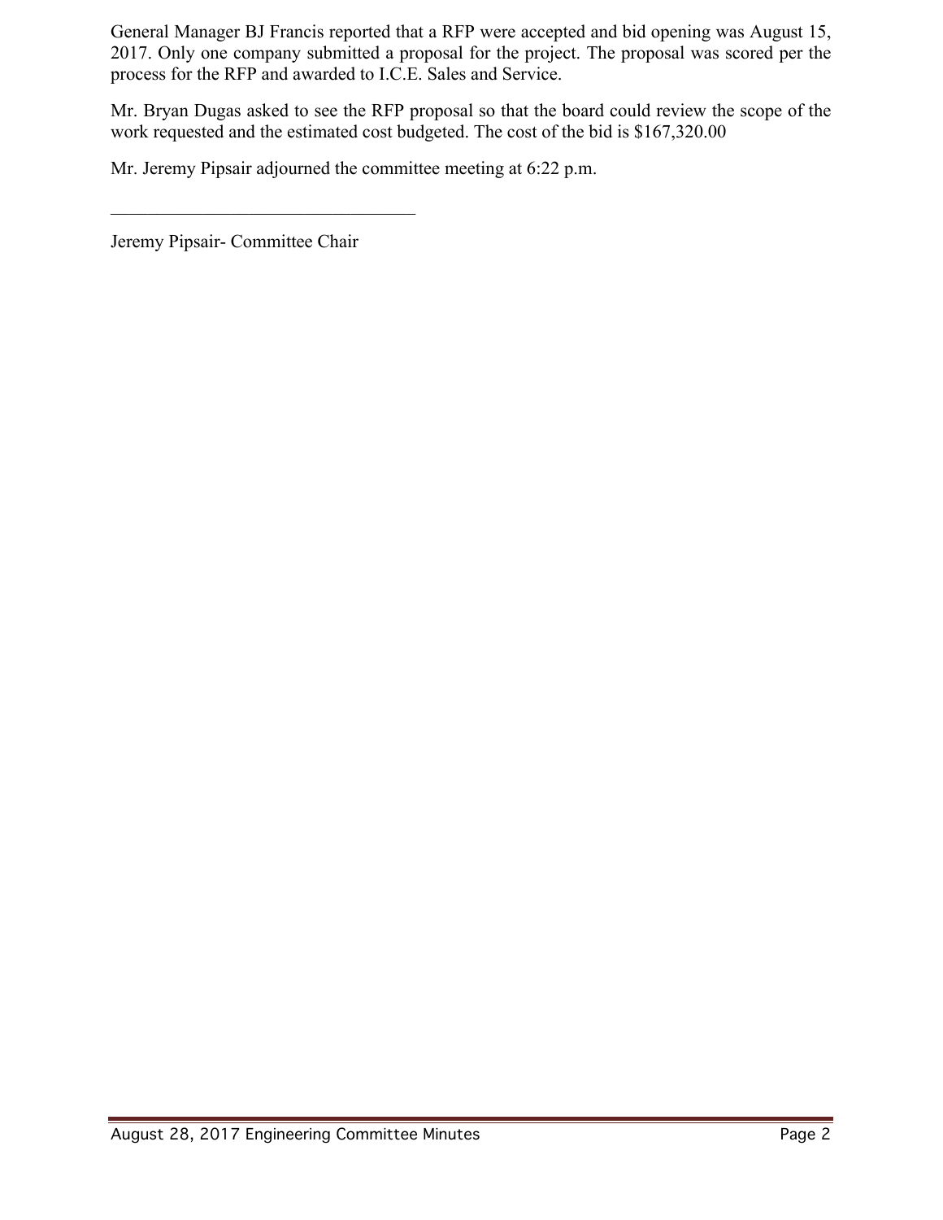General Manager BJ Francis reported that a RFP were accepted and bid opening was August 15, 2017. Only one company submitted a proposal for the project. The proposal was scored per the process for the RFP and awarded to I.C.E. Sales and Service.

Mr. Bryan Dugas asked to see the RFP proposal so that the board could review the scope of the work requested and the estimated cost budgeted. The cost of the bid is $167,320.00

Mr. Jeremy Pipsair adjourned the committee meeting at 6:22 p.m.

_________________________________

Jeremy Pipsair- Committee Chair